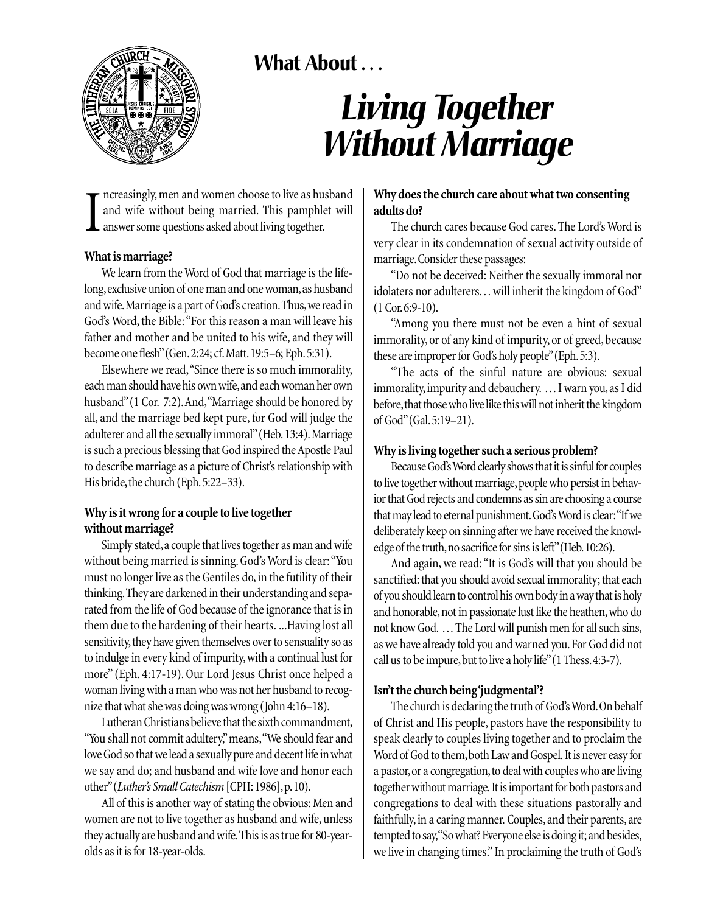# What About . . .

# *Living Together Without Marriage*

Increasingly, men and women choose to live as husband and wife without being married. This pamphlet will answer some questions asked about living together.

**What is marriage?**

We learn from the Word of God that marriage is the lifelong, exclusive union of one man and one woman, as husband and wife. Marriage is a part of God's creation. Thus, we read in God's Word, the Bible: "For this reason a man will leave his father and mother and be united to his wife, and they will become one flesh" (Gen. 2:24; cf. Matt. 19:5–6; Eph. 5:31).

Elsewhere we read, "Since there is so much immorality, each man should have his own wife, and each woman her own husband" (1 Cor. 7:2). And, "Marriage should be honored by all, and the marriage bed kept pure, for God will judge the adulterer and all the sexually immoral" (Heb. 13:4). Marriage is such a precious blessing that God inspired the Apostle Paul to describe marriage as a picture of Christ's relationship with His bride, the church (Eph. 5:22–33).

**Why is it wrong for a couple to live together without marriage?**

Simply stated, a couple that lives together as man and wife without being married is sinning. God's Word is clear: "You must no longer live as the Gentiles do, in the futility of their thinking. They are darkened in their understanding and separated from the life of God because of the ignorance that is in them due to the hardening of their hearts. ...Having lost all sensitivity, they have given themselves over to sensuality so as to indulge in every kind of impurity, with a continual lust for more" (Eph. 4:17-19). Our Lord Jesus Christ once helped a woman living with a man who was not her husband to recognize that what she was doing was wrong (John 4:16–18).

Lutheran Christians believe that the sixth commandment, "You shall not commit adultery," means, "We should fear and love God so that we lead a sexually pure and decent life in what we say and do; and husband and wife love and honor each other" (*Luther's Small Catechism* [CPH: 1986], p. 10).

All of this is another way of stating the obvious: Men and women are not to live together as husband and wife, unless they actually are husband and wife. This is as true for 80-year-olds as it is for 18-year-olds.

**Why does the church care about what two consenting adults do?**

The church cares because God cares. The Lord's Word is very clear in its condemnation of sexual activity outside of marriage. Consider these passages:

"Do not be deceived: Neither the sexually immoral nor idolaters nor adulterers… will inherit the kingdom of God" (1 Cor. 6:9-10).

"Among you there must not be even a hint of sexual immorality, or of any kind of impurity, or of greed, because these are improper for God's holy people" (Eph. 5:3).

"The acts of the sinful nature are obvious: sexual immorality, impurity and debauchery. … I warn you, as I did before, that those who live like this will not inherit the kingdom of God" (Gal. 5:19–21).

**Why is living together such a serious problem?**

Because God's Word clearly shows that it is sinful for couples to live together without marriage, people who persist in behavior that God rejects and condemns as sin are choosing a course that may lead to eternal punishment. God's Word is clear: "If we deliberately keep on sinning after we have received the knowledge of the truth, no sacrifice for sins is left" (Heb. 10:26).

And again, we read: "It is God's will that you should be sanctified: that you should avoid sexual immorality; that each of you should learn to control his own body in a way that is holy and honorable, not in passionate lust like the heathen, who do not know God. … The Lord will punish men for all such sins, as we have already told you and warned you. For God did not call us to be impure, but to live a holy life" (1 Thess. 4:3-7).

**Isn't the church being 'judgmental'?**

The church is declaring the truth of God's Word. On behalf of Christ and His people, pastors have the responsibility to speak clearly to couples living together and to proclaim the Word of God to them, both Law and Gospel. It is never easy for a pastor, or a congregation, to deal with couples who are living together without marriage. It is important for both pastors and congregations to deal with these situations pastorally and faithfully, in a caring manner. Couples, and their parents, are tempted to say, "So what? Everyone else is doing it; and besides, we live in changing times." In proclaiming the truth of God's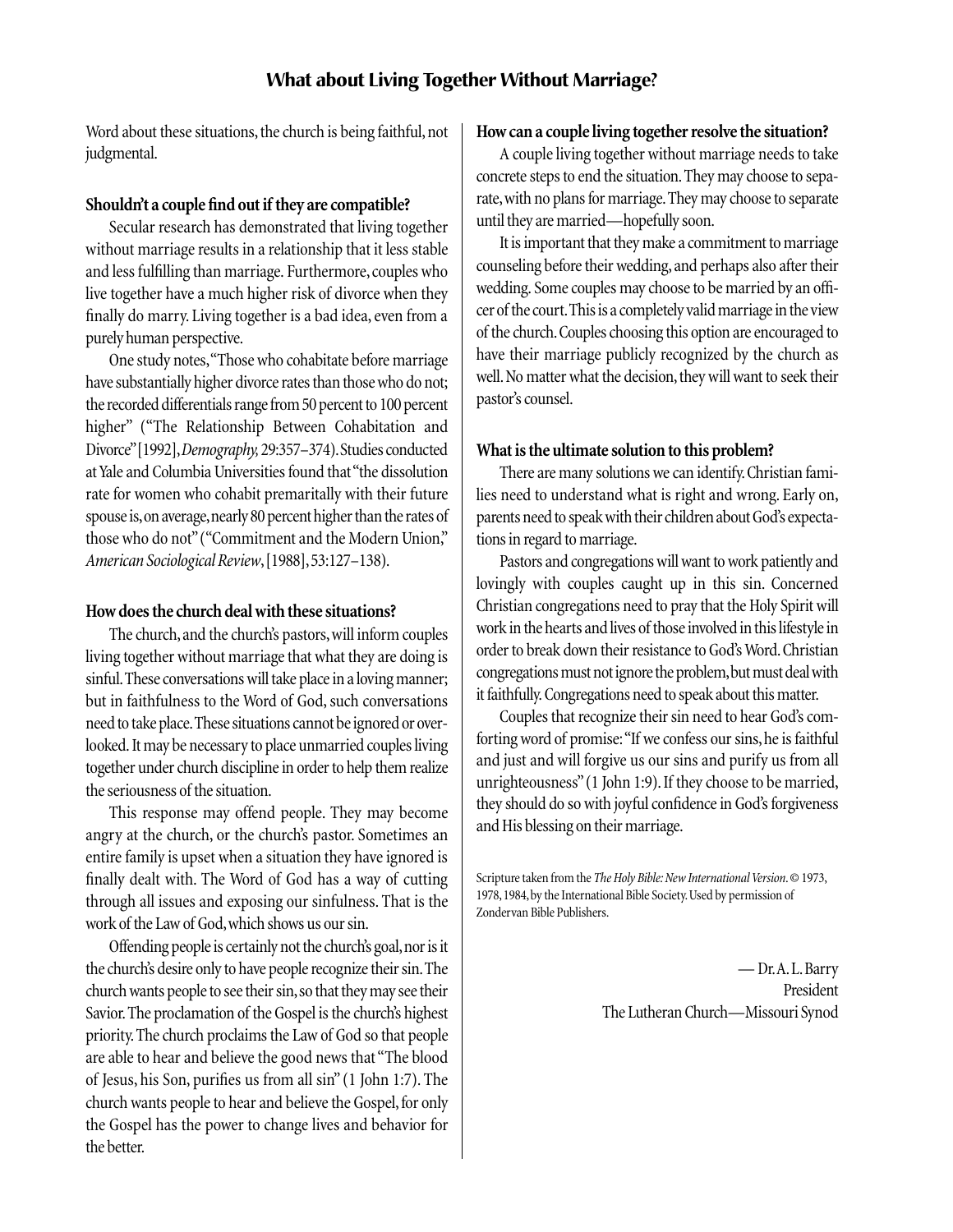Word about these situations, the church is being faithful, not judgmental.

**Shouldn't a couple find out if they are compatible?**

Secular research has demonstrated that living together without marriage results in a relationship that it less stable and less fulfilling than marriage. Furthermore, couples who live together have a much higher risk of divorce when they finally do marry. Living together is a bad idea, even from a purely human perspective.

One study notes, "Those who cohabitate before marriage have substantially higher divorce rates than those who do not; the recorded differentials range from 50 percent to 100 percent higher" ("The Relationship Between Cohabitation and Divorce" [1992], *Demography,* 29:357–374). Studies conducted at Yale and Columbia Universities found that "the dissolution rate for women who cohabit premaritally with their future spouse is, on average, nearly 80 percent higher than the rates of those who do not" ("Commitment and the Modern Union," *American Sociological Review*, [1988], 53:127–138).

**How does the church deal with these situations?**

The church, and the church's pastors, will inform couples living together without marriage that what they are doing is sinful. These conversations will take place in a loving manner; but in faithfulness to the Word of God, such conversations need to take place. These situations cannot be ignored or overlooked. It may be necessary to place unmarried couples living together under church discipline in order to help them realize the seriousness of the situation.

This response may offend people. They may become angry at the church, or the church's pastor. Sometimes an entire family is upset when a situation they have ignored is finally dealt with. The Word of God has a way of cutting through all issues and exposing our sinfulness. That is the work of the Law of God, which shows us our sin.

Offending people is certainly not the church's goal, nor is it the church's desire only to have people recognize their sin. The church wants people to see their sin, so that they may see their Savior. The proclamation of the Gospel is the church's highest priority. The church proclaims the Law of God so that people are able to hear and believe the good news that "The blood of Jesus, his Son, purifies us from all sin" (1 John 1:7). The church wants people to hear and believe the Gospel, for only the Gospel has the power to change lives and behavior for the better.

**How can a couple living together resolve the situation?**

A couple living together without marriage needs to take concrete steps to end the situation. They may choose to separate, with no plans for marriage. They may choose to separate until they are married—hopefully soon.

It is important that they make a commitment to marriage counseling before their wedding, and perhaps also after their wedding. Some couples may choose to be married by an officer of the court. This is a completely valid marriage in the view of the church. Couples choosing this option are encouraged to have their marriage publicly recognized by the church as well. No matter what the decision, they will want to seek their pastor's counsel.

**What is the ultimate solution to this problem?**

There are many solutions we can identify. Christian families need to understand what is right and wrong. Early on, parents need to speak with their children about God's expectations in regard to marriage.

Pastors and congregations will want to work patiently and lovingly with couples caught up in this sin. Concerned Christian congregations need to pray that the Holy Spirit will work in the hearts and lives of those involved in this lifestyle in order to break down their resistance to God's Word. Christian congregations must not ignore the problem, but must deal with it faithfully. Congregations need to speak about this matter.

Couples that recognize their sin need to hear God's comforting word of promise: "If we confess our sins, he is faithful and just and will forgive us our sins and purify us from all unrighteousness" (1 John 1:9). If they choose to be married, they should do so with joyful confidence in God's forgiveness and His blessing on their marriage.

Scripture taken from the *The Holy Bible: New International Version*. © 1973, 1978, 1984, by the International Bible Society. Used by permission of Zondervan Bible Publishers.

— Dr. A. L. Barry
President
The Lutheran Church—Missouri Synod